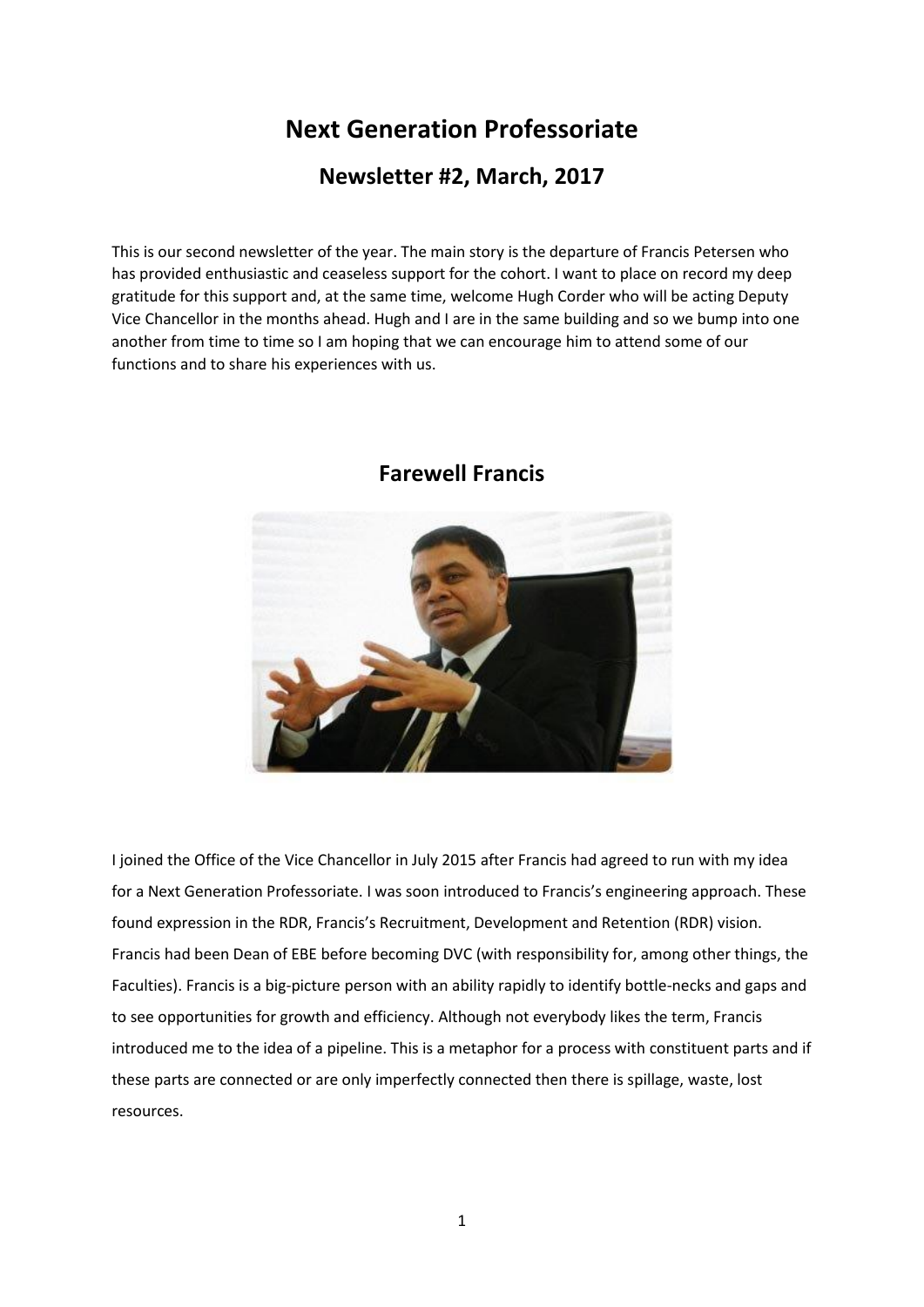# Next Generation Professoriate

## Newsletter #2, March, 2017

This is our second newsletter of the year. The main story is the departure of Francis Petersen who has provided enthusiastic and ceaseless support for the cohort. I want to place on record my deep gratitude for this support and, at the same time, welcome Hugh Corder who will be acting Deputy Vice Chancellor in the months ahead. Hugh and I are in the same building and so we bump into one another from time to time so I am hoping that we can encourage him to attend some of our functions and to share his experiences with us.

## Farewell Francis

I joined the Office of the Vice Chancellor in July 2015 after Francis had agreed to run with my idea for a Next Generation Professoriate. I was soon introduced to Francis's engineering approach. These found expression in the RDR, Francis's Recruitment, Development and Retention (RDR) vision. Francis had been Dean of EBE before becoming DVC (with responsibility for, among other things, the Faculties). Francis is a big-picture person with an ability rapidly to identify bottle-necks and gaps and to see opportunities for growth and efficiency. Although not everybody likes the term, Francis introduced me to the idea of a pipeline. This is a metaphor for a process with constituent parts and if these parts are connected or are only imperfectly connected then there is spillage, waste, lost resources.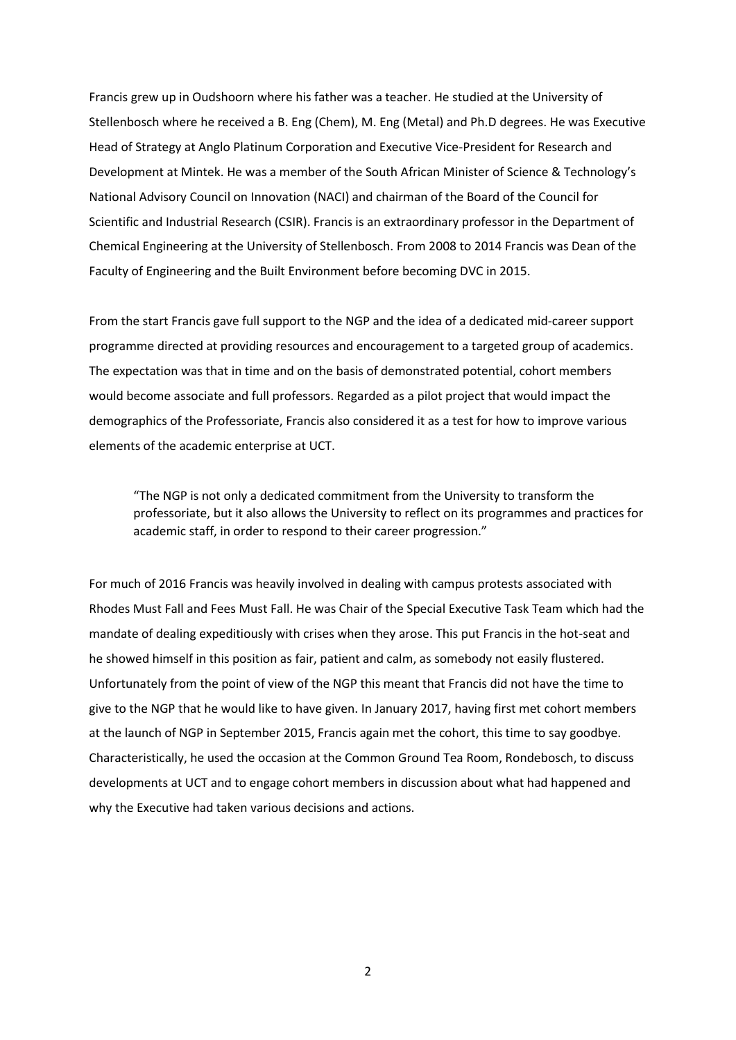Francis grew up in Oudshoorn where his father was a teacher. He studied at the University of Stellenbosch where he received a B. Eng (Chem), M. Eng (Metal) and Ph.D degrees. He was Executive Head of Strategy at Anglo Platinum Corporation and Executive Vice-President for Research and Development at Mintek. He was a member of the South African Minister of Science & Technology's National Advisory Council on Innovation (NACI) and chairman of the Board of the Council for Scientific and Industrial Research (CSIR). Francis is an extraordinary professor in the Department of Chemical Engineering at the University of Stellenbosch. From 2008 to 2014 Francis was Dean of the Faculty of Engineering and the Built Environment before becoming DVC in 2015.

From the start Francis gave full support to the NGP and the idea of a dedicated mid-career support programme directed at providing resources and encouragement to a targeted group of academics. The expectation was that in time and on the basis of demonstrated potential, cohort members would become associate and full professors. Regarded as a pilot project that would impact the demographics of the Professoriate, Francis also considered it as a test for how to improve various elements of the academic enterprise at UCT.

> "The NGP is not only a dedicated commitment from the University to transform the professoriate, but it also allows the University to reflect on its programmes and practices for academic staff, in order to respond to their career progression."

For much of 2016 Francis was heavily involved in dealing with campus protests associated with Rhodes Must Fall and Fees Must Fall. He was Chair of the Special Executive Task Team which had the mandate of dealing expeditiously with crises when they arose. This put Francis in the hot-seat and he showed himself in this position as fair, patient and calm, as somebody not easily flustered. Unfortunately from the point of view of the NGP this meant that Francis did not have the time to give to the NGP that he would like to have given. In January 2017, having first met cohort members at the launch of NGP in September 2015, Francis again met the cohort, this time to say goodbye. Characteristically, he used the occasion at the Common Ground Tea Room, Rondebosch, to discuss developments at UCT and to engage cohort members in discussion about what had happened and why the Executive had taken various decisions and actions.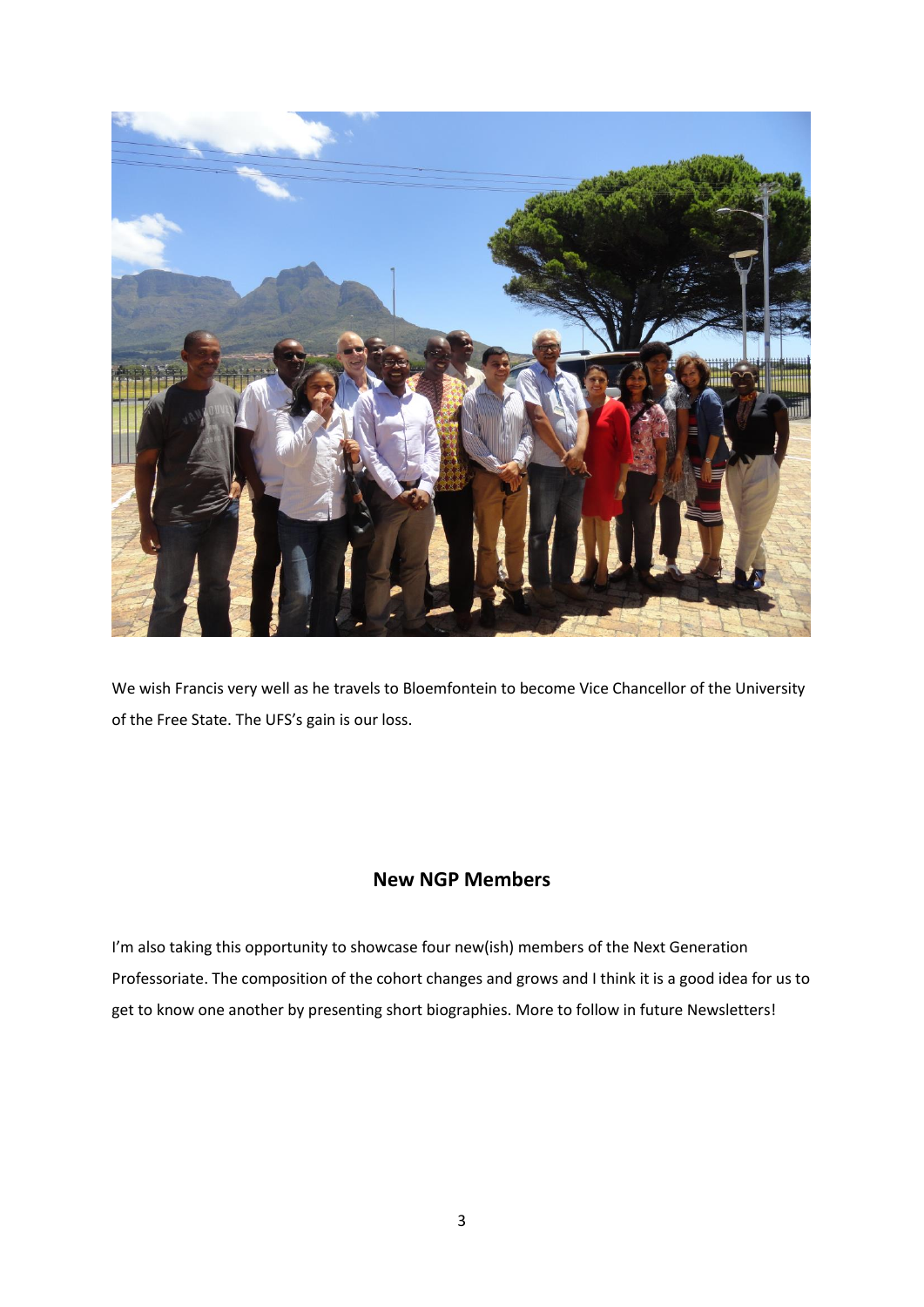We wish Francis very well as he travels to Bloemfontein to become Vice Chancellor of the University of the Free State. The UFS's gain is our loss.

## New NGP Members

I'm also taking this opportunity to showcase four new(ish) members of the Next Generation Professoriate. The composition of the cohort changes and grows and I think it is a good idea for us to get to know one another by presenting short biographies. More to follow in future Newsletters!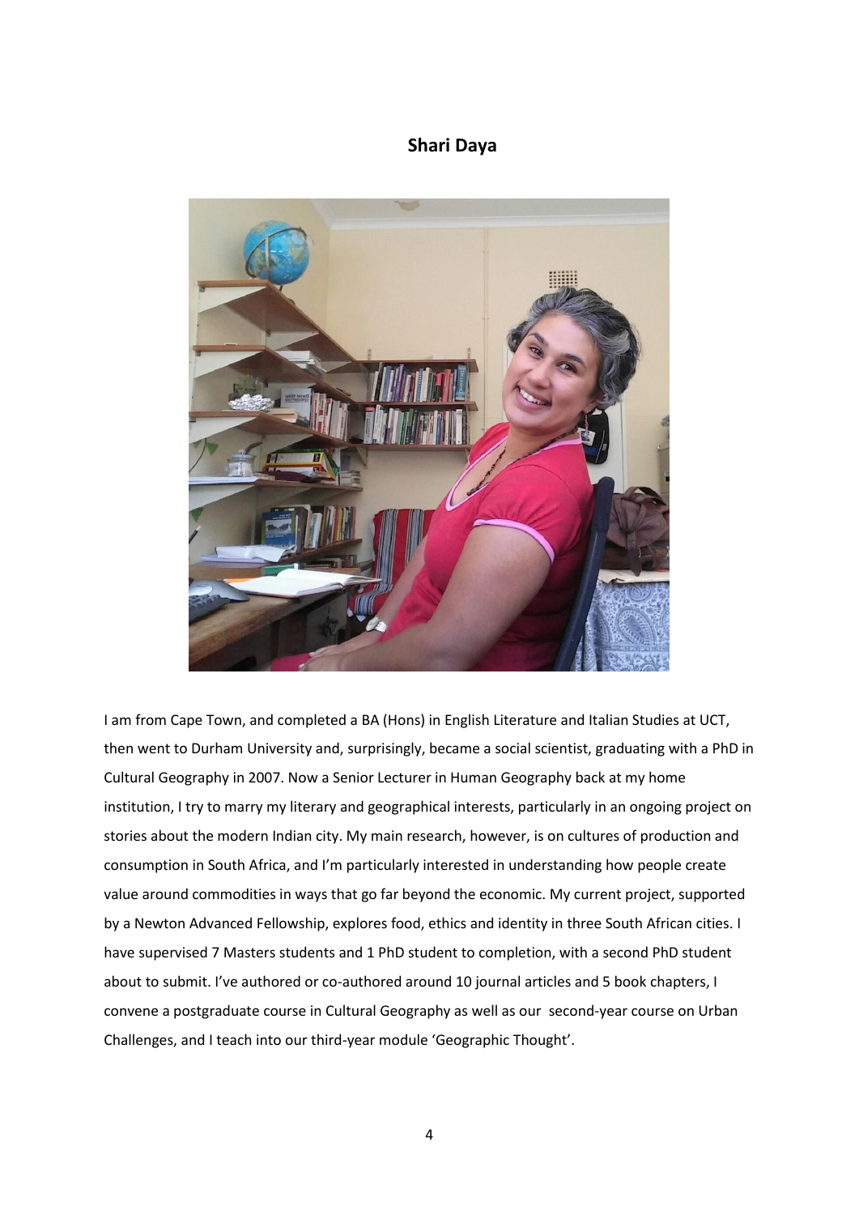## Shari Daya

I am from Cape Town, and completed a BA (Hons) in English Literature and Italian Studies at UCT, then went to Durham University and, surprisingly, became a social scientist, graduating with a PhD in Cultural Geography in 2007. Now a Senior Lecturer in Human Geography back at my home institution, I try to marry my literary and geographical interests, particularly in an ongoing project on stories about the modern Indian city. My main research, however, is on cultures of production and consumption in South Africa, and I'm particularly interested in understanding how people create value around commodities in ways that go far beyond the economic. My current project, supported by a Newton Advanced Fellowship, explores food, ethics and identity in three South African cities. I have supervised 7 Masters students and 1 PhD student to completion, with a second PhD student about to submit. I've authored or co-authored around 10 journal articles and 5 book chapters, I convene a postgraduate course in Cultural Geography as well as our second-year course on Urban Challenges, and I teach into our third-year module 'Geographic Thought'.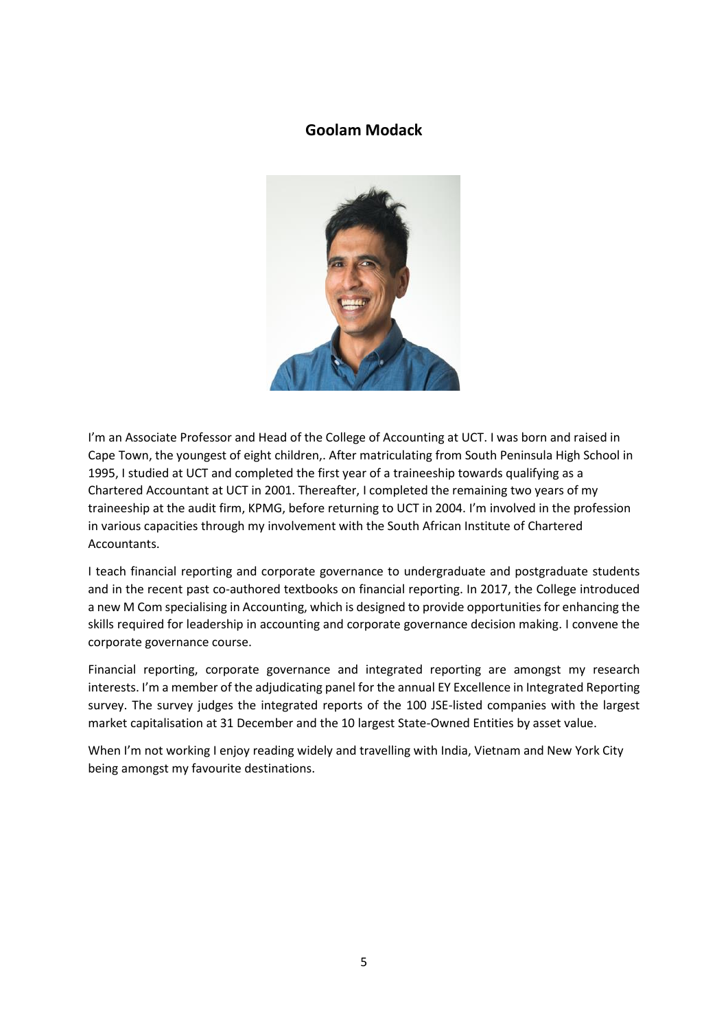## Goolam Modack

I'm an Associate Professor and Head of the College of Accounting at UCT. I was born and raised in Cape Town, the youngest of eight children,. After matriculating from South Peninsula High School in 1995, I studied at UCT and completed the first year of a traineeship towards qualifying as a Chartered Accountant at UCT in 2001. Thereafter, I completed the remaining two years of my traineeship at the audit firm, KPMG, before returning to UCT in 2004. I'm involved in the profession in various capacities through my involvement with the South African Institute of Chartered Accountants.

I teach financial reporting and corporate governance to undergraduate and postgraduate students and in the recent past co-authored textbooks on financial reporting. In 2017, the College introduced a new M Com specialising in Accounting, which is designed to provide opportunities for enhancing the skills required for leadership in accounting and corporate governance decision making. I convene the corporate governance course.

Financial reporting, corporate governance and integrated reporting are amongst my research interests. I'm a member of the adjudicating panel for the annual EY Excellence in Integrated Reporting survey. The survey judges the integrated reports of the 100 JSE-listed companies with the largest market capitalisation at 31 December and the 10 largest State-Owned Entities by asset value.

When I'm not working I enjoy reading widely and travelling with India, Vietnam and New York City being amongst my favourite destinations.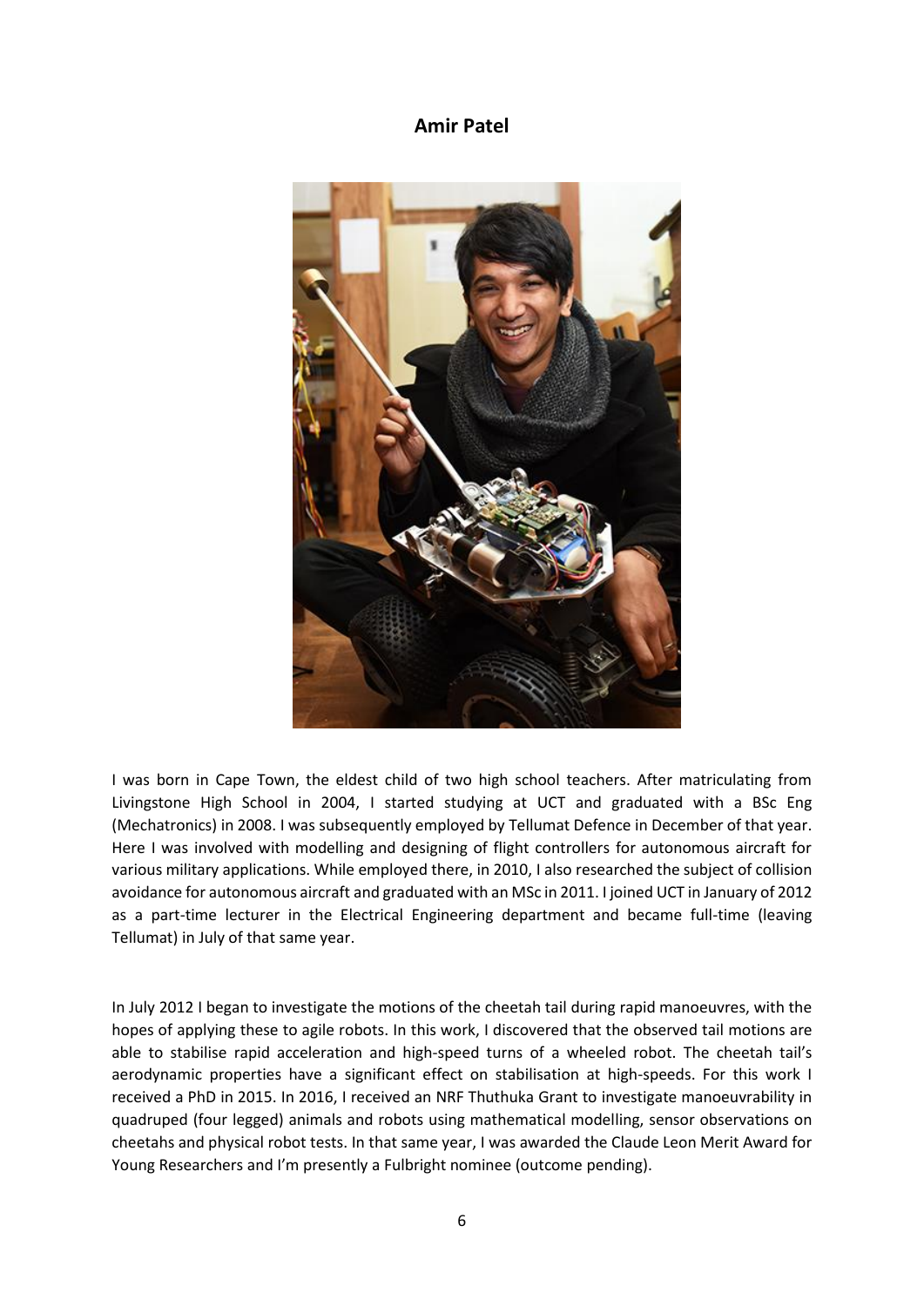# Amir Patel

I was born in Cape Town, the eldest child of two high school teachers. After matriculating from Livingstone High School in 2004, I started studying at UCT and graduated with a BSc Eng (Mechatronics) in 2008. I was subsequently employed by Tellumat Defence in December of that year. Here I was involved with modelling and designing of flight controllers for autonomous aircraft for various military applications. While employed there, in 2010, I also researched the subject of collision avoidance for autonomous aircraft and graduated with an MSc in 2011. I joined UCT in January of 2012 as a part-time lecturer in the Electrical Engineering department and became full-time (leaving Tellumat) in July of that same year.

In July 2012 I began to investigate the motions of the cheetah tail during rapid manoeuvres, with the hopes of applying these to agile robots. In this work, I discovered that the observed tail motions are able to stabilise rapid acceleration and high-speed turns of a wheeled robot. The cheetah tail's aerodynamic properties have a significant effect on stabilisation at high-speeds. For this work I received a PhD in 2015. In 2016, I received an NRF Thuthuka Grant to investigate manoeuvrability in quadruped (four legged) animals and robots using mathematical modelling, sensor observations on cheetahs and physical robot tests. In that same year, I was awarded the Claude Leon Merit Award for Young Researchers and I'm presently a Fulbright nominee (outcome pending).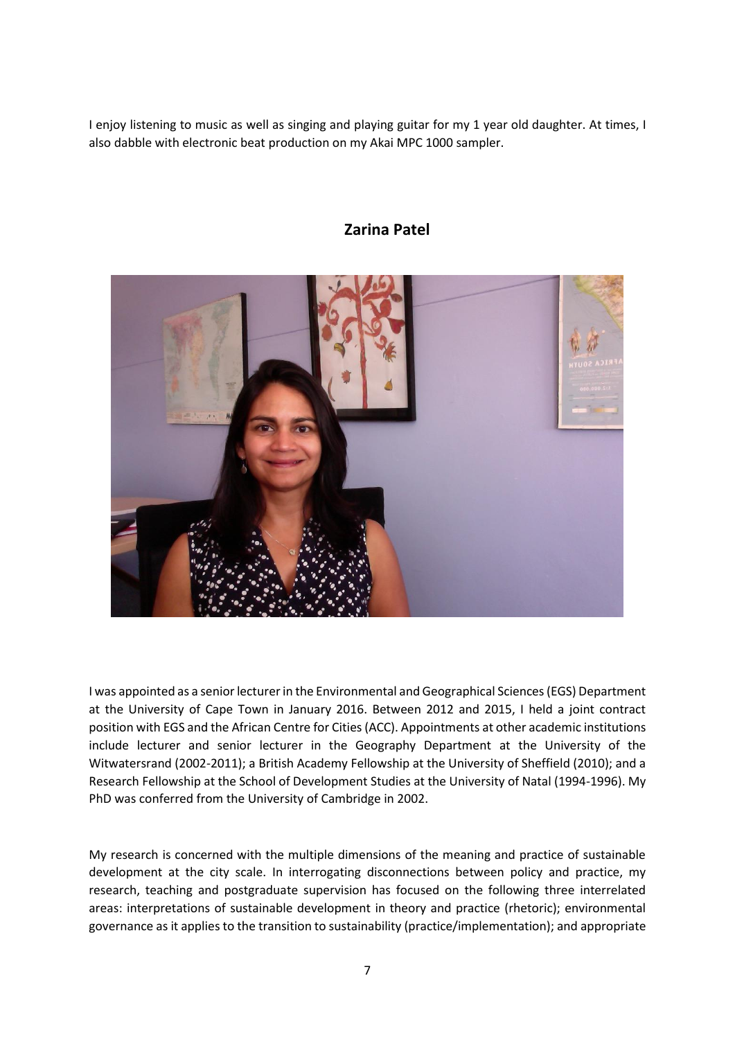I enjoy listening to music as well as singing and playing guitar for my 1 year old daughter. At times, I also dabble with electronic beat production on my Akai MPC 1000 sampler.

## Zarina Patel

I was appointed as a senior lecturer in the Environmental and Geographical Sciences (EGS) Department at the University of Cape Town in January 2016. Between 2012 and 2015, I held a joint contract position with EGS and the African Centre for Cities (ACC). Appointments at other academic institutions include lecturer and senior lecturer in the Geography Department at the University of the Witwatersrand (2002-2011); a British Academy Fellowship at the University of Sheffield (2010); and a Research Fellowship at the School of Development Studies at the University of Natal (1994-1996). My PhD was conferred from the University of Cambridge in 2002.

My research is concerned with the multiple dimensions of the meaning and practice of sustainable development at the city scale. In interrogating disconnections between policy and practice, my research, teaching and postgraduate supervision has focused on the following three interrelated areas: interpretations of sustainable development in theory and practice (rhetoric); environmental governance as it applies to the transition to sustainability (practice/implementation); and appropriate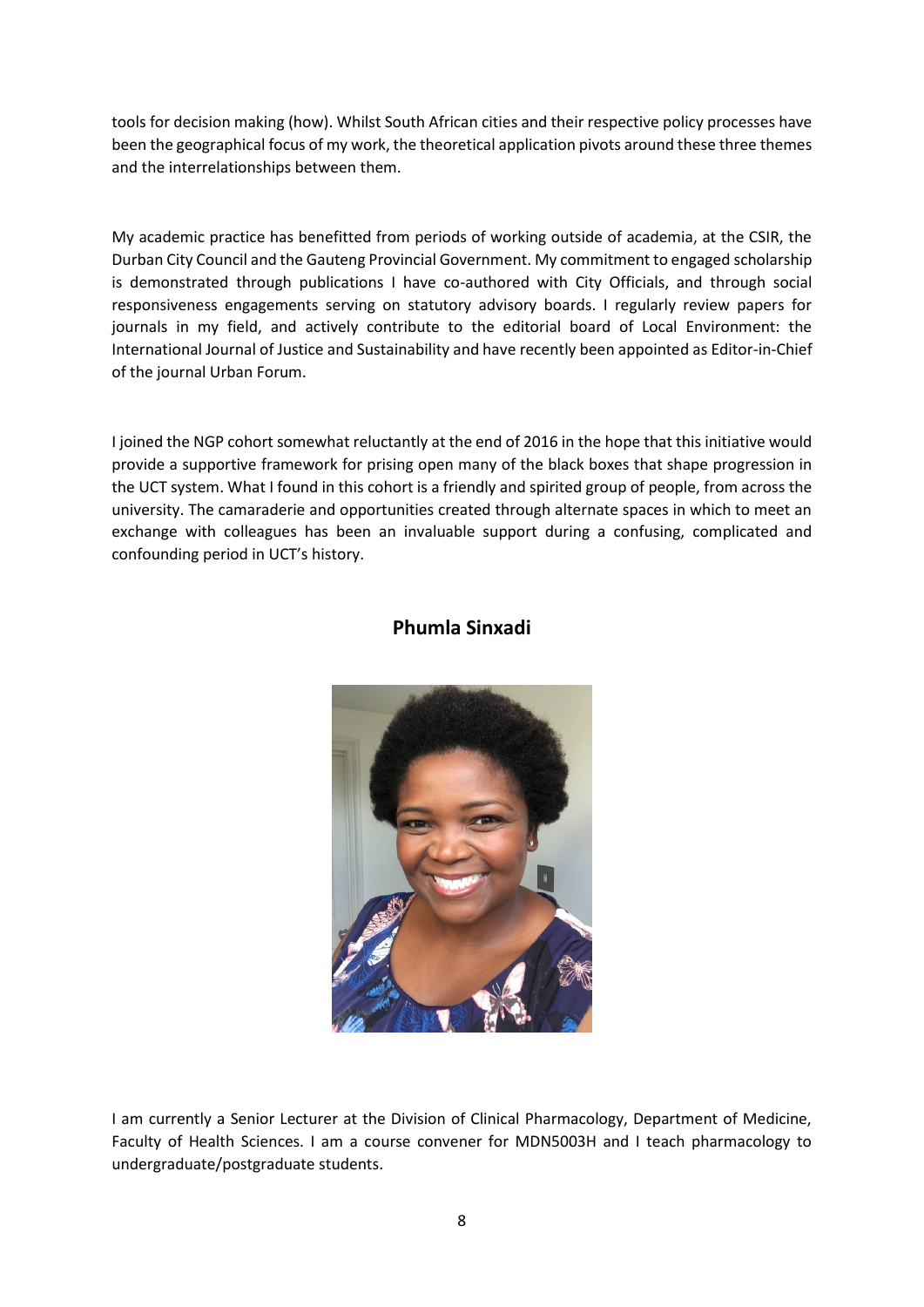tools for decision making (how). Whilst South African cities and their respective policy processes have been the geographical focus of my work, the theoretical application pivots around these three themes and the interrelationships between them.

My academic practice has benefitted from periods of working outside of academia, at the CSIR, the Durban City Council and the Gauteng Provincial Government. My commitment to engaged scholarship is demonstrated through publications I have co-authored with City Officials, and through social responsiveness engagements serving on statutory advisory boards. I regularly review papers for journals in my field, and actively contribute to the editorial board of Local Environment: the International Journal of Justice and Sustainability and have recently been appointed as Editor-in-Chief of the journal Urban Forum.

I joined the NGP cohort somewhat reluctantly at the end of 2016 in the hope that this initiative would provide a supportive framework for prising open many of the black boxes that shape progression in the UCT system. What I found in this cohort is a friendly and spirited group of people, from across the university. The camaraderie and opportunities created through alternate spaces in which to meet an exchange with colleagues has been an invaluable support during a confusing, complicated and confounding period in UCT's history.

## Phumla Sinxadi

I am currently a Senior Lecturer at the Division of Clinical Pharmacology, Department of Medicine, Faculty of Health Sciences. I am a course convener for MDN5003H and I teach pharmacology to undergraduate/postgraduate students.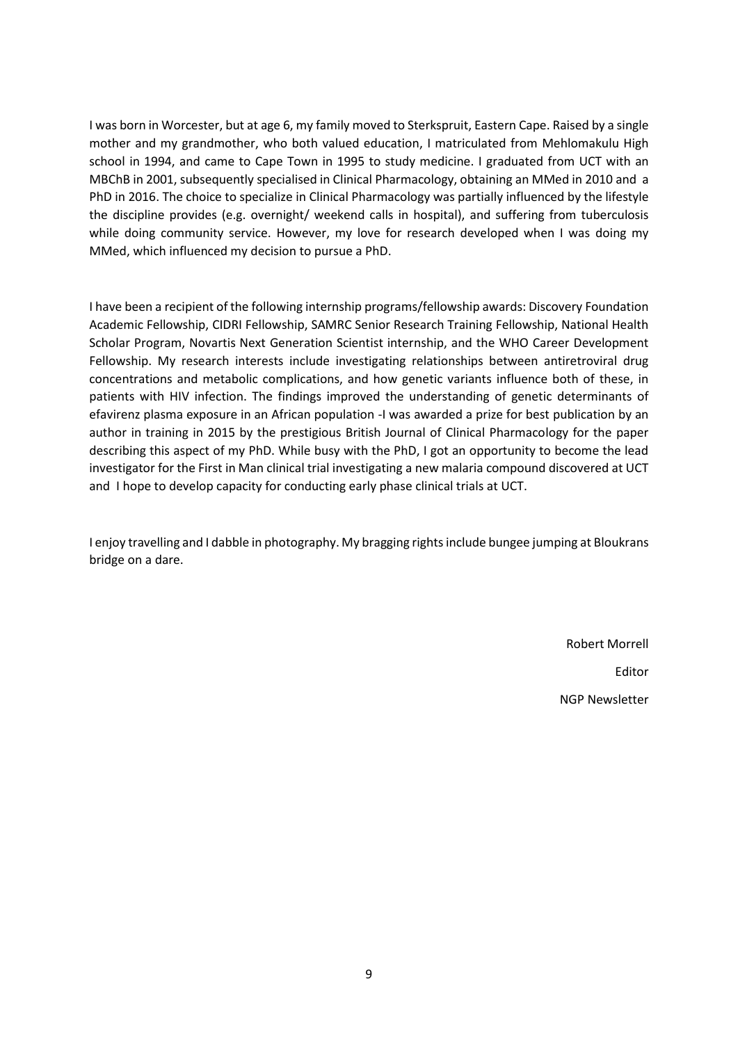I was born in Worcester, but at age 6, my family moved to Sterkspruit, Eastern Cape. Raised by a single mother and my grandmother, who both valued education, I matriculated from Mehlomakulu High school in 1994, and came to Cape Town in 1995 to study medicine. I graduated from UCT with an MBChB in 2001, subsequently specialised in Clinical Pharmacology, obtaining an MMed in 2010 and a PhD in 2016. The choice to specialize in Clinical Pharmacology was partially influenced by the lifestyle the discipline provides (e.g. overnight/ weekend calls in hospital), and suffering from tuberculosis while doing community service. However, my love for research developed when I was doing my MMed, which influenced my decision to pursue a PhD.

I have been a recipient of the following internship programs/fellowship awards: Discovery Foundation Academic Fellowship, CIDRI Fellowship, SAMRC Senior Research Training Fellowship, National Health Scholar Program, Novartis Next Generation Scientist internship, and the WHO Career Development Fellowship. My research interests include investigating relationships between antiretroviral drug concentrations and metabolic complications, and how genetic variants influence both of these, in patients with HIV infection. The findings improved the understanding of genetic determinants of efavirenz plasma exposure in an African population -I was awarded a prize for best publication by an author in training in 2015 by the prestigious British Journal of Clinical Pharmacology for the paper describing this aspect of my PhD. While busy with the PhD, I got an opportunity to become the lead investigator for the First in Man clinical trial investigating a new malaria compound discovered at UCT and I hope to develop capacity for conducting early phase clinical trials at UCT.

I enjoy travelling and I dabble in photography. My bragging rights include bungee jumping at Bloukrans bridge on a dare.

Robert Morrell

Editor

NGP Newsletter